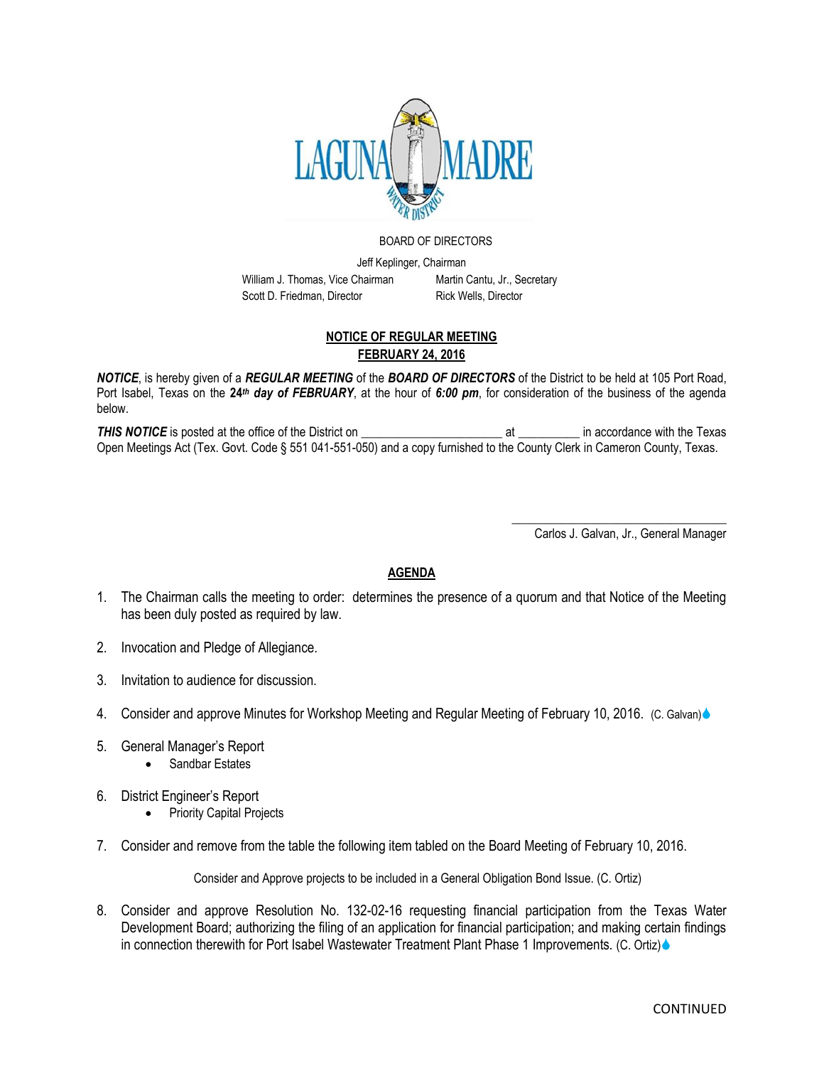LAGUNA MADRE WATER DISTRICT

BOARD OF DIRECTORS

Jeff Keplinger, Chairman

William J. Thomas, Vice Chairman — Martin Cantu, Jr., Secretary

Scott D. Friedman, Director — Rick Wells, Director

## NOTICE OF REGULAR MEETING
## FEBRUARY 24, 2016

***NOTICE***, is hereby given of a ***REGULAR MEETING*** of the ***BOARD OF DIRECTORS*** of the District to be held at 105 Port Road, Port Isabel, Texas on the **24th *day of FEBRUARY***, at the hour of ***6:00 pm***, for consideration of the business of the agenda below.

***THIS NOTICE*** is posted at the office of the District on ______________________ at __________ in accordance with the Texas Open Meetings Act (Tex. Govt. Code § 551 041-551-050) and a copy furnished to the County Clerk in Cameron County, Texas.

___________________________________

Carlos J. Galvan, Jr., General Manager

## AGENDA

1. The Chairman calls the meeting to order: determines the presence of a quorum and that Notice of the Meeting has been duly posted as required by law.

2. Invocation and Pledge of Allegiance.

3. Invitation to audience for discussion.

4. Consider and approve Minutes for Workshop Meeting and Regular Meeting of February 10, 2016. (C. Galvan)

5. General Manager's Report
   - Sandbar Estates

6. District Engineer's Report
   - Priority Capital Projects

7. Consider and remove from the table the following item tabled on the Board Meeting of February 10, 2016.

   Consider and Approve projects to be included in a General Obligation Bond Issue. (C. Ortiz)

8. Consider and approve Resolution No. 132-02-16 requesting financial participation from the Texas Water Development Board; authorizing the filing of an application for financial participation; and making certain findings in connection therewith for Port Isabel Wastewater Treatment Plant Phase 1 Improvements. (C. Ortiz)

CONTINUED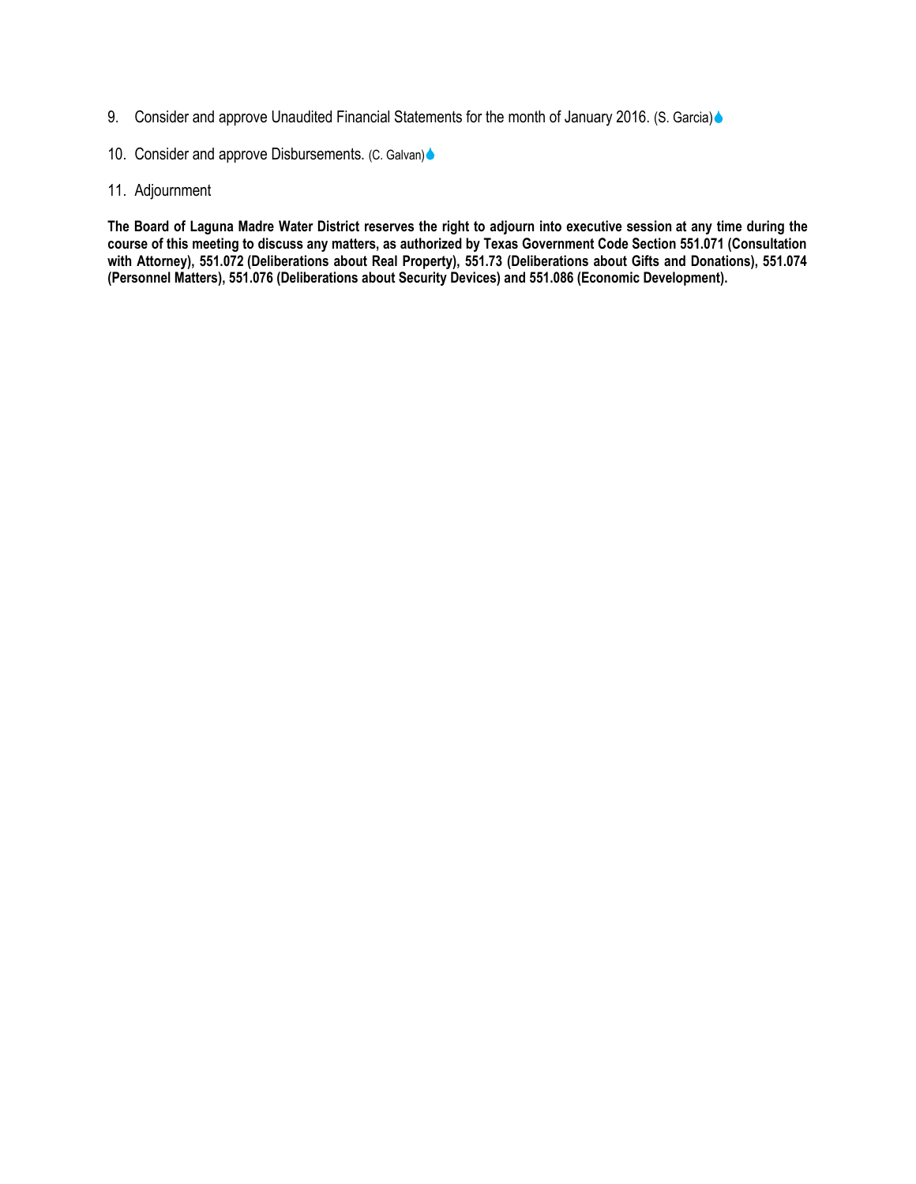9. Consider and approve Unaudited Financial Statements for the month of January 2016. (S. Garcia)💧

10. Consider and approve Disbursements. (C. Galvan)💧

11. Adjournment

**The Board of Laguna Madre Water District reserves the right to adjourn into executive session at any time during the course of this meeting to discuss any matters, as authorized by Texas Government Code Section 551.071 (Consultation with Attorney), 551.072 (Deliberations about Real Property), 551.73 (Deliberations about Gifts and Donations), 551.074 (Personnel Matters), 551.076 (Deliberations about Security Devices) and 551.086 (Economic Development).**